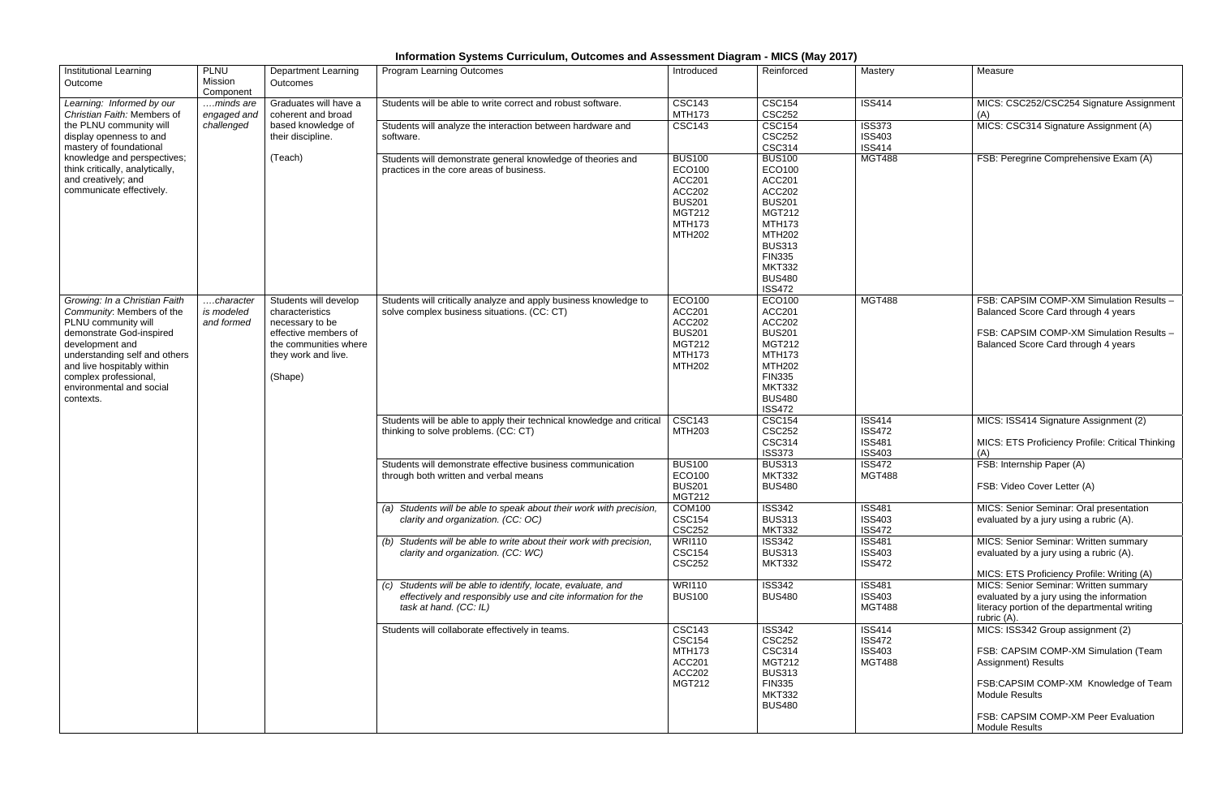# Information Systems Curriculum, Outcomes and Assessment Diagram - MICS (May 2017)

| Institutional Learning Outcome | PLNU Mission Component | Department Learning Outcomes | Program Learning Outcomes | Introduced | Reinforced | Mastery | Measure |
|---|---|---|---|---|---|---|---|
| *Learning: Informed by our Christian Faith*: Members of the PLNU community will display openness to and mastery of foundational knowledge and perspectives; think critically, analytically, and creatively; and communicate effectively. | *….minds are engaged and challenged* | Graduates will have a coherent and broad based knowledge of their discipline. (Teach) | Students will be able to write correct and robust software. | CSC143 MTH173 | CSC154 CSC252 | ISS414 | MICS: CSC252/CSC254 Signature Assignment (A) |
| | | | Students will analyze the interaction between hardware and software. | CSC143 | CSC154 CSC252 CSC314 | ISS373 ISS403 ISS414 | MICS: CSC314 Signature Assignment (A) |
| | | | Students will demonstrate general knowledge of theories and practices in the core areas of business. | BUS100 ECO100 ACC201 ACC202 BUS201 MGT212 MTH173 MTH202 | BUS100 ECO100 ACC201 ACC202 BUS201 MGT212 MTH173 MTH202 BUS313 FIN335 MKT332 BUS480 ISS472 | MGT488 | FSB: Peregrine Comprehensive Exam (A) |
| *Growing: In a Christian Faith Community*: Members of the PLNU community will demonstrate God-inspired development and understanding self and others and live hospitably within complex professional, environmental and social contexts. | *….character is modeled and formed* | Students will develop characteristics necessary to be effective members of the communities where they work and live. (Shape) | Students will critically analyze and apply business knowledge to solve complex business situations. (CC: CT) | ECO100 ACC201 ACC202 BUS201 MGT212 MTH173 MTH202 | ECO100 ACC201 ACC202 BUS201 MGT212 MTH173 MTH202 FIN335 MKT332 BUS480 ISS472 | MGT488 | FSB: CAPSIM COMP-XM Simulation Results – Balanced Score Card through 4 years<br><br>FSB: CAPSIM COMP-XM Simulation Results – Balanced Score Card through 4 years |
| | | | Students will be able to apply their technical knowledge and critical thinking to solve problems. (CC: CT) | CSC143 MTH203 | CSC154 CSC252 CSC314 ISS373 | ISS414 ISS472 ISS481 ISS403 | MICS: ISS414 Signature Assignment (2)<br><br>MICS: ETS Proficiency Profile: Critical Thinking (A) |
| | | | Students will demonstrate effective business communication through both written and verbal means | BUS100 ECO100 BUS201 MGT212 | BUS313 MKT332 BUS480 | ISS472 MGT488 | FSB: Internship Paper (A)<br><br>FSB: Video Cover Letter (A) |
| | | | *(a) Students will be able to speak about their work with precision, clarity and organization. (CC: OC)* | COM100 CSC154 CSC252 | ISS342 BUS313 MKT332 | ISS481 ISS403 ISS472 | MICS: Senior Seminar: Oral presentation evaluated by a jury using a rubric (A). |
| | | | *(b) Students will be able to write about their work with precision, clarity and organization. (CC: WC)* | WRI110 CSC154 CSC252 | ISS342 BUS313 MKT332 | ISS481 ISS403 ISS472 | MICS: Senior Seminar: Written summary evaluated by a jury using a rubric (A).<br><br>MICS: ETS Proficiency Profile: Writing (A) |
| | | | *(c) Students will be able to identify, locate, evaluate, and effectively and responsibly use and cite information for the task at hand. (CC: IL)* | WRI110 BUS100 | ISS342 BUS480 | ISS481 ISS403 MGT488 | MICS: Senior Seminar: Written summary evaluated by a jury using the information literacy portion of the departmental writing rubric (A). |
| | | | Students will collaborate effectively in teams. | CSC143 CSC154 MTH173 ACC201 ACC202 MGT212 | ISS342 CSC252 CSC314 MGT212 BUS313 FIN335 MKT332 BUS480 | ISS414 ISS472 ISS403 MGT488 | MICS: ISS342 Group assignment (2)<br><br>FSB: CAPSIM COMP-XM Simulation (Team Assignment) Results<br><br>FSB:CAPSIM COMP-XM Knowledge of Team Module Results<br><br>FSB: CAPSIM COMP-XM Peer Evaluation Module Results |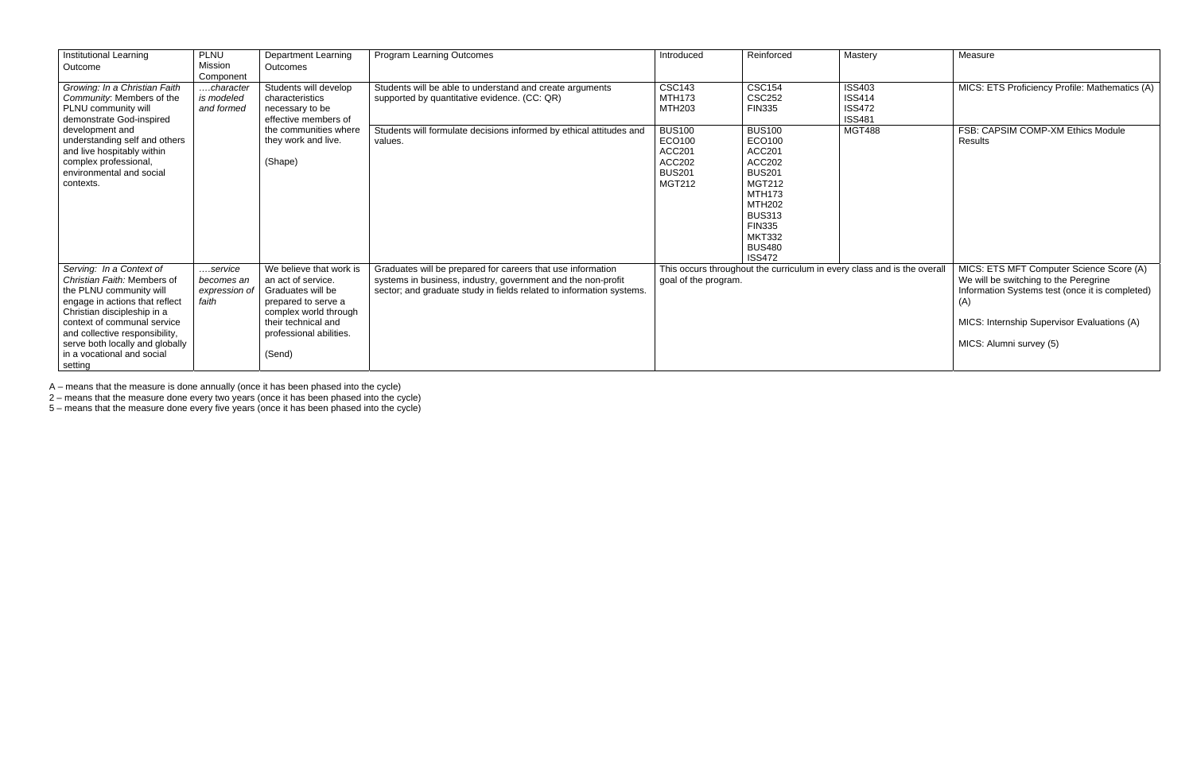| Institutional Learning Outcome | PLNU Mission Component | Department Learning Outcomes | Program Learning Outcomes | Introduced | Reinforced | Mastery | Measure |
|---|---|---|---|---|---|---|---|
| *Growing: In a Christian Faith Community*: Members of the PLNU community will demonstrate God-inspired development and understanding self and others and live hospitably within complex professional, environmental and social contexts. | *….character is modeled and formed* | Students will develop characteristics necessary to be effective members of the communities where they work and live.<br><br>(Shape) | Students will be able to understand and create arguments supported by quantitative evidence. (CC: QR) | CSC143<br>MTH173<br>MTH203 | CSC154<br>CSC252<br>FIN335 | ISS403<br>ISS414<br>ISS472<br>ISS481 | MICS: ETS Proficiency Profile: Mathematics (A) |
| | | | Students will formulate decisions informed by ethical attitudes and values. | BUS100<br>ECO100<br>ACC201<br>ACC202<br>BUS201<br>MGT212 | BUS100<br>ECO100<br>ACC201<br>ACC202<br>BUS201<br>MGT212<br>MTH173<br>MTH202<br>BUS313<br>FIN335<br>MKT332<br>BUS480<br>ISS472 | MGT488 | FSB: CAPSIM COMP-XM Ethics Module Results |
| *Serving: In a Context of Christian Faith:* Members of the PLNU community will engage in actions that reflect Christian discipleship in a context of communal service and collective responsibility, serve both locally and globally in a vocational and social setting | *….service becomes an expression of faith* | We believe that work is an act of service. Graduates will be prepared to serve a complex world through their technical and professional abilities.<br><br>(Send) | Graduates will be prepared for careers that use information systems in business, industry, government and the non-profit sector; and graduate study in fields related to information systems. | This occurs throughout the curriculum in every class and is the overall goal of the program. | | | MICS: ETS MFT Computer Science Score (A) We will be switching to the Peregrine Information Systems test (once it is completed) (A)<br><br>MICS: Internship Supervisor Evaluations (A)<br><br>MICS: Alumni survey (5) |

A – means that the measure is done annually (once it has been phased into the cycle)
2 – means that the measure done every two years (once it has been phased into the cycle)
5 – means that the measure done every five years (once it has been phased into the cycle)